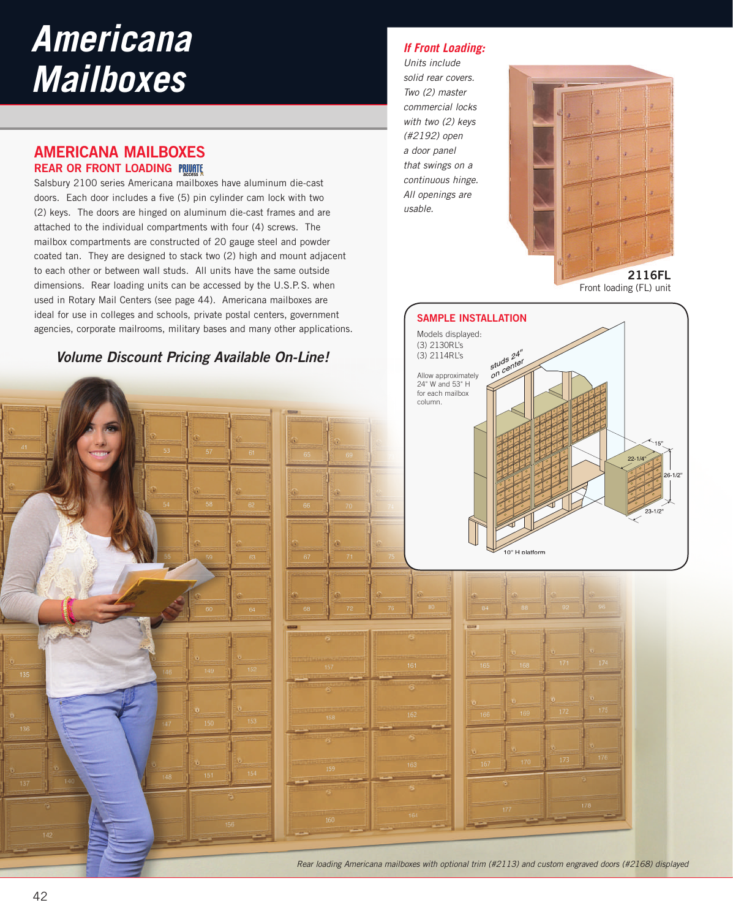# Americana Mailboxes

## AMERICANA MAILBOXES

### REAR OR FRONT LOADING

Salsbury 2100 series Americana mailboxes have aluminum die-cast doors. Each door includes a five (5) pin cylinder cam lock with two (2) keys. The doors are hinged on aluminum die-cast frames and are attached to the individual compartments with four (4) screws. The mailbox compartments are constructed of 20 gauge steel and powder coated tan. They are designed to stack two (2) high and mount adjacent to each other or between wall studs. All units have the same outside dimensions. Rear loading units can be accessed by the U.S.P.S. when used in Rotary Mail Centers (see page 44). Americana mailboxes are ideal for use in colleges and schools, private postal centers, government agencies, corporate mailrooms, military bases and many other applications.

***Volume Discount Pricing Available On-Line!***

***If Front Loading:***

*Units include solid rear covers. Two (2) master commercial locks with two (2) keys (#2192) open a door panel that swings on a continuous hinge. All openings are usable.*

**2116FL**
Front loading (FL) unit

### SAMPLE INSTALLATION

Models displayed:
(3) 2130RL's
(3) 2114RL's

Allow approximately 24" W and 53" H for each mailbox column.

studs 24" on center

15"
22-1/4"
26-1/2"
23-1/2"

10" H platform

*Rear loading Americana mailboxes with optional trim (#2113) and custom engraved doors (#2168) displayed*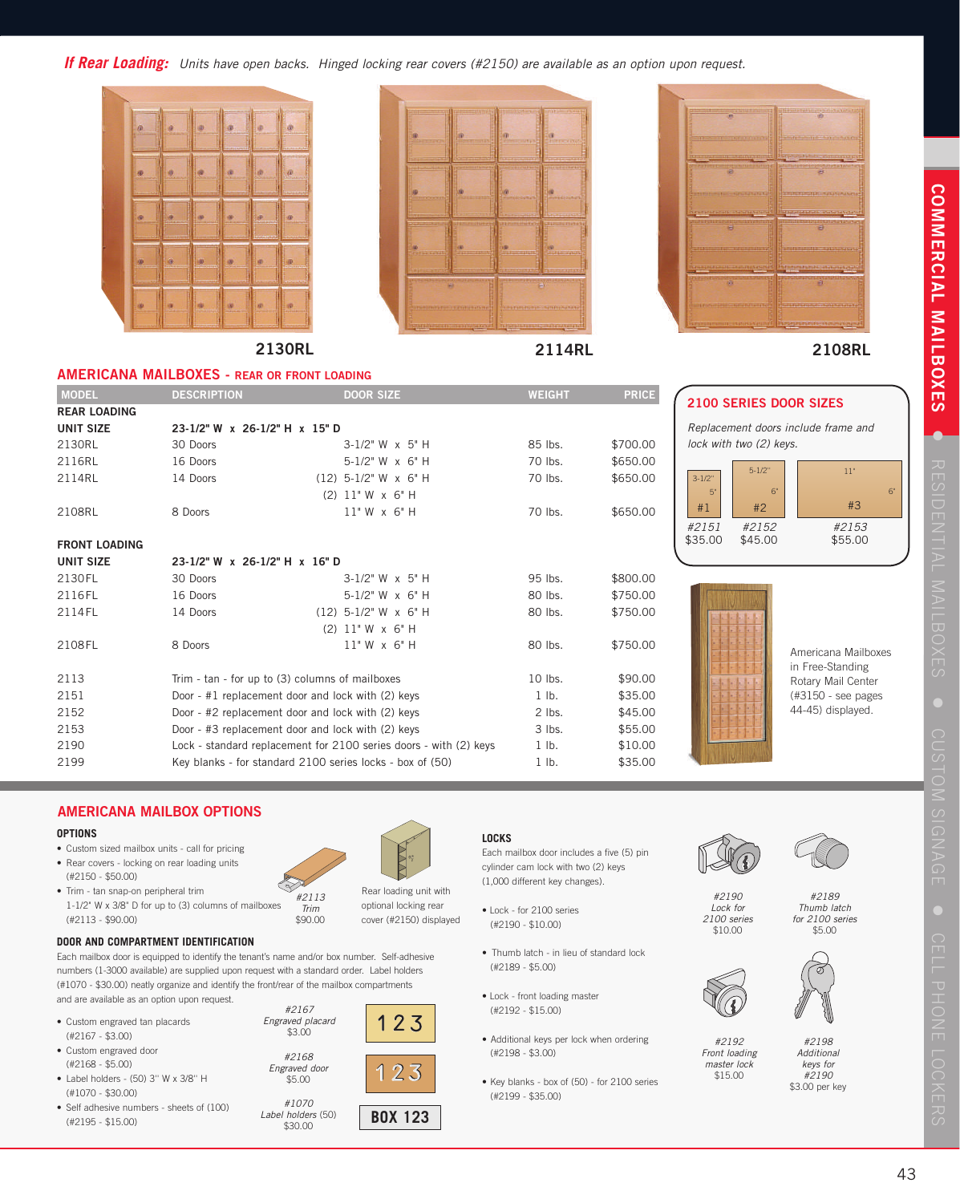***If Rear Loading:*** *Units have open backs. Hinged locking rear covers (#2150) are available as an option upon request.*

**2130RL** **2114RL** **2108RL**

## AMERICANA MAILBOXES - REAR OR FRONT LOADING

| MODEL | DESCRIPTION | DOOR SIZE | WEIGHT | PRICE |
|---|---|---|---|---|
| **REAR LOADING** | | | | |
| **UNIT SIZE** | **23-1/2" W x 26-1/2" H x 15" D** | | | |
| 2130RL | 30 Doors | 3-1/2" W x 5" H | 85 lbs. | $700.00 |
| 2116RL | 16 Doors | 5-1/2" W x 6" H | 70 lbs. | $650.00 |
| 2114RL | 14 Doors | (12) 5-1/2" W x 6" H<br>(2) 11" W x 6" H | 70 lbs. | $650.00 |
| 2108RL | 8 Doors | 11" W x 6" H | 70 lbs. | $650.00 |
| **FRONT LOADING** | | | | |
| **UNIT SIZE** | **23-1/2" W x 26-1/2" H x 16" D** | | | |
| 2130FL | 30 Doors | 3-1/2" W x 5" H | 95 lbs. | $800.00 |
| 2116FL | 16 Doors | 5-1/2" W x 6" H | 80 lbs. | $750.00 |
| 2114FL | 14 Doors | (12) 5-1/2" W x 6" H<br>(2) 11" W x 6" H | 80 lbs. | $750.00 |
| 2108FL | 8 Doors | 11" W x 6" H | 80 lbs. | $750.00 |
| 2113 | Trim - tan - for up to (3) columns of mailboxes | | 10 lbs. | $90.00 |
| 2151 | Door - #1 replacement door and lock with (2) keys | | 1 lb. | $35.00 |
| 2152 | Door - #2 replacement door and lock with (2) keys | | 2 lbs. | $45.00 |
| 2153 | Door - #3 replacement door and lock with (2) keys | | 3 lbs. | $55.00 |
| 2190 | Lock - standard replacement for 2100 series doors - with (2) keys | | 1 lb. | $10.00 |
| 2199 | Key blanks - for standard 2100 series locks - box of (50) | | 1 lb. | $35.00 |

## 2100 SERIES DOOR SIZES

*Replacement doors include frame and lock with two (2) keys.*

3-1/2" 5" #1 — *#2151* $35.00

5-1/2" 6" #2 — *#2152* $45.00

11" 6" #3 — *#2153* $55.00

Americana Mailboxes in Free-Standing Rotary Mail Center (#3150 - see pages 44-45) displayed.

## AMERICANA MAILBOX OPTIONS

### OPTIONS

- Custom sized mailbox units - call for pricing
- Rear covers - locking on rear loading units (#2150 - $50.00)
- Trim - tan snap-on peripheral trim 1-1/2" W x 3/8" D for up to (3) columns of mailboxes (#2113 - $90.00)

*#2113* *Trim* $90.00

Rear loading unit with optional locking rear cover (#2150) displayed

### DOOR AND COMPARTMENT IDENTIFICATION

Each mailbox door is equipped to identify the tenant's name and/or box number. Self-adhesive numbers (1-3000 available) are supplied upon request with a standard order. Label holders (#1070 - $30.00) neatly organize and identify the front/rear of the mailbox compartments and are available as an option upon request.

- Custom engraved tan placards (#2167 - $3.00)
- Custom engraved door (#2168 - $5.00)
- Label holders - (50) 3" W x 3/8" H (#1070 - $30.00)
- Self adhesive numbers - sheets of (100) (#2195 - $15.00)

*#2167* *Engraved placard* $3.00 — 123

*#2168* *Engraved door* $5.00 — 123

*#1070* *Label holders* (50) $30.00 — BOX 123

### LOCKS

Each mailbox door includes a five (5) pin cylinder cam lock with two (2) keys (1,000 different key changes).

- Lock - for 2100 series (#2190 - $10.00)
- Thumb latch - in lieu of standard lock (#2189 - $5.00)
- Lock - front loading master (#2192 - $15.00)
- Additional keys per lock when ordering (#2198 - $3.00)
- Key blanks - box of (50) - for 2100 series (#2199 - $35.00)

*#2190* *Lock for 2100 series* $10.00

*#2189* *Thumb latch for 2100 series* $5.00

*#2192* *Front loading master lock* $15.00

*#2198* *Additional keys for #2190* $3.00 per key